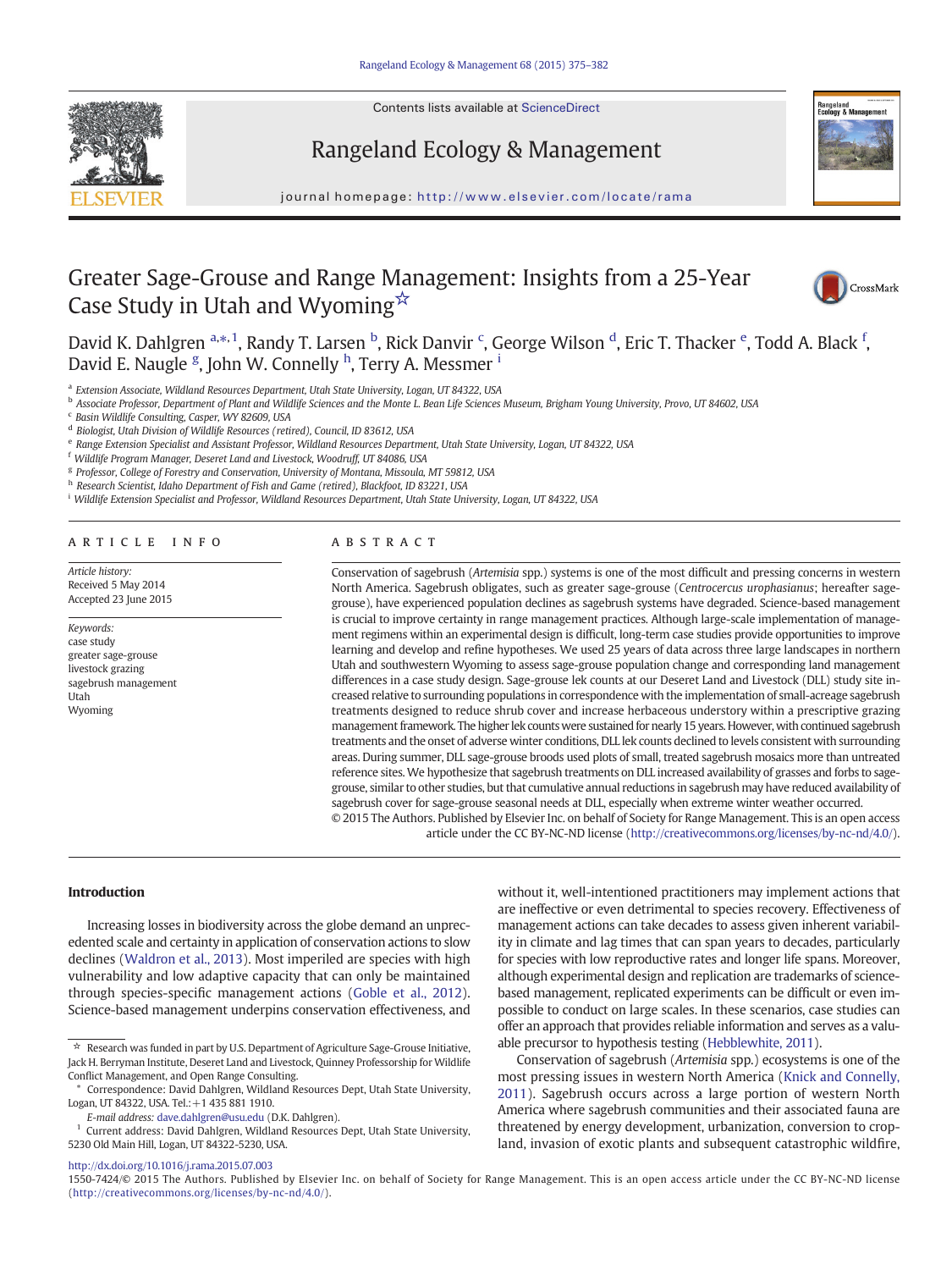# Greater Sage-Grouse and Range Management: Insights from a 25-Year Case Study in Utah and Wyoming☆

David K. Dahlgren [a,*,1], Randy T. Larsen [b], Rick Danvir [c], George Wilson [d], Eric T. Thacker [e], Todd A. Black [f], David E. Naugle [g], John W. Connelly [h], Terry A. Messmer [i]

[a] Extension Associate, Wildland Resources Department, Utah State University, Logan, UT 84322, USA
[b] Associate Professor, Department of Plant and Wildlife Sciences and the Monte L. Bean Life Sciences Museum, Brigham Young University, Provo, UT 84602, USA
[c] Basin Wildlife Consulting, Casper, WY 82609, USA
[d] Biologist, Utah Division of Wildlife Resources (retired), Council, ID 83612, USA
[e] Range Extension Specialist and Assistant Professor, Wildland Resources Department, Utah State University, Logan, UT 84322, USA
[f] Wildlife Program Manager, Deseret Land and Livestock, Woodruff, UT 84086, USA
[g] Professor, College of Forestry and Conservation, University of Montana, Missoula, MT 59812, USA
[h] Research Scientist, Idaho Department of Fish and Game (retired), Blackfoot, ID 83221, USA
[i] Wildlife Extension Specialist and Professor, Wildland Resources Department, Utah State University, Logan, UT 84322, USA

## ARTICLE INFO

*Article history:*
Received 5 May 2014
Accepted 23 June 2015

*Keywords:*
case study
greater sage-grouse
livestock grazing
sagebrush management
Utah
Wyoming

## ABSTRACT

Conservation of sagebrush (*Artemisia* spp.) systems is one of the most difficult and pressing concerns in western North America. Sagebrush obligates, such as greater sage-grouse (*Centrocercus urophasianus*; hereafter sage-grouse), have experienced population declines as sagebrush systems have degraded. Science-based management is crucial to improve certainty in range management practices. Although large-scale implementation of management regimens within an experimental design is difficult, long-term case studies provide opportunities to improve learning and develop and refine hypotheses. We used 25 years of data across three large landscapes in northern Utah and southwestern Wyoming to assess sage-grouse population change and corresponding land management differences in a case study design. Sage-grouse lek counts at our Deseret Land and Livestock (DLL) study site increased relative to surrounding populations in correspondence with the implementation of small-acreage sagebrush treatments designed to reduce shrub cover and increase herbaceous understory within a prescriptive grazing management framework. The higher lek counts were sustained for nearly 15 years. However, with continued sagebrush treatments and the onset of adverse winter conditions, DLL lek counts declined to levels consistent with surrounding areas. During summer, DLL sage-grouse broods used plots of small, treated sagebrush mosaics more than untreated reference sites. We hypothesize that sagebrush treatments on DLL increased availability of grasses and forbs to sage-grouse, similar to other studies, but that cumulative annual reductions in sagebrush may have reduced availability of sagebrush cover for sage-grouse seasonal needs at DLL, especially when extreme winter weather occurred.

© 2015 The Authors. Published by Elsevier Inc. on behalf of Society for Range Management. This is an open access article under the CC BY-NC-ND license (http://creativecommons.org/licenses/by-nc-nd/4.0/).

## Introduction

Increasing losses in biodiversity across the globe demand an unprecedented scale and certainty in application of conservation actions to slow declines (Waldron et al., 2013). Most imperiled are species with high vulnerability and low adaptive capacity that can only be maintained through species-specific management actions (Goble et al., 2012). Science-based management underpins conservation effectiveness, and without it, well-intentioned practitioners may implement actions that are ineffective or even detrimental to species recovery. Effectiveness of management actions can take decades to assess given inherent variability in climate and lag times that can span years to decades, particularly for species with low reproductive rates and longer life spans. Moreover, although experimental design and replication are trademarks of science-based management, replicated experiments can be difficult or even impossible to conduct on large scales. In these scenarios, case studies can offer an approach that provides reliable information and serves as a valuable precursor to hypothesis testing (Hebblewhite, 2011).

Conservation of sagebrush (*Artemisia* spp.) ecosystems is one of the most pressing issues in western North America (Knick and Connelly, 2011). Sagebrush occurs across a large portion of western North America where sagebrush communities and their associated fauna are threatened by energy development, urbanization, conversion to cropland, invasion of exotic plants and subsequent catastrophic wildfire,

☆ Research was funded in part by U.S. Department of Agriculture Sage-Grouse Initiative, Jack H. Berryman Institute, Deseret Land and Livestock, Quinney Professorship for Wildlife Conflict Management, and Open Range Consulting.

\* Correspondence: David Dahlgren, Wildland Resources Dept, Utah State University, Logan, UT 84322, USA. Tel.: +1 435 881 1910.

*E-mail address:* dave.dahlgren@usu.edu (D.K. Dahlgren).

[1] Current address: David Dahlgren, Wildland Resources Dept, Utah State University, 5230 Old Main Hill, Logan, UT 84322-5230, USA.

http://dx.doi.org/10.1016/j.rama.2015.07.003
1550-7424/© 2015 The Authors. Published by Elsevier Inc. on behalf of Society for Range Management. This is an open access article under the CC BY-NC-ND license (http://creativecommons.org/licenses/by-nc-nd/4.0/).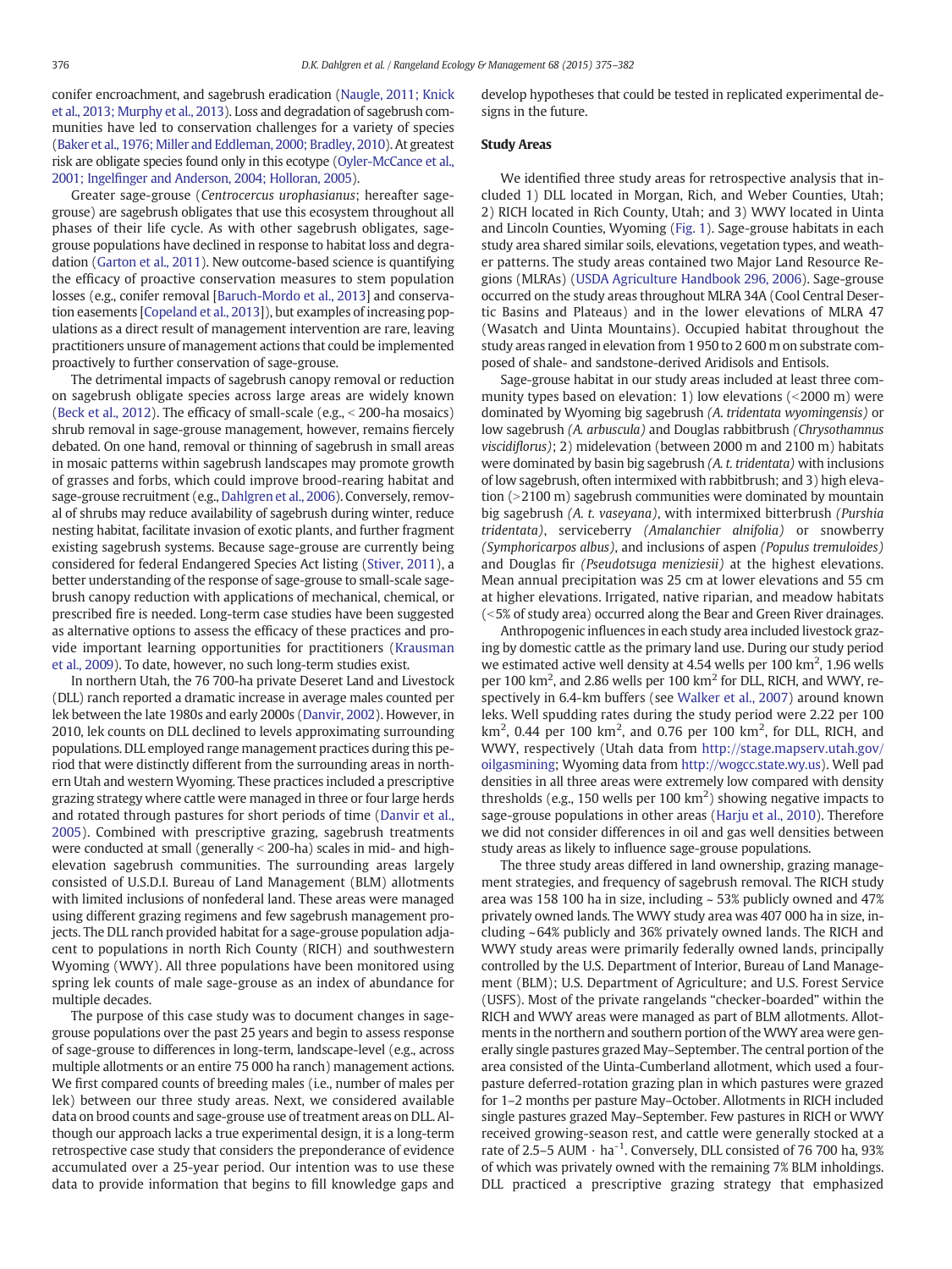conifer encroachment, and sagebrush eradication (Naugle, 2011; Knick et al., 2013; Murphy et al., 2013). Loss and degradation of sagebrush communities have led to conservation challenges for a variety of species (Baker et al., 1976; Miller and Eddleman, 2000; Bradley, 2010). At greatest risk are obligate species found only in this ecotype (Oyler-McCance et al., 2001; Ingelfinger and Anderson, 2004; Holloran, 2005).

Greater sage-grouse (*Centrocercus urophasianus*; hereafter sage-grouse) are sagebrush obligates that use this ecosystem throughout all phases of their life cycle. As with other sagebrush obligates, sage-grouse populations have declined in response to habitat loss and degradation (Garton et al., 2011). New outcome-based science is quantifying the efficacy of proactive conservation measures to stem population losses (e.g., conifer removal [Baruch-Mordo et al., 2013] and conservation easements [Copeland et al., 2013]), but examples of increasing populations as a direct result of management intervention are rare, leaving practitioners unsure of management actions that could be implemented proactively to further conservation of sage-grouse.

The detrimental impacts of sagebrush canopy removal or reduction on sagebrush obligate species across large areas are widely known (Beck et al., 2012). The efficacy of small-scale (e.g., < 200-ha mosaics) shrub removal in sage-grouse management, however, remains fiercely debated. On one hand, removal or thinning of sagebrush in small areas in mosaic patterns within sagebrush landscapes may promote growth of grasses and forbs, which could improve brood-rearing habitat and sage-grouse recruitment (e.g., Dahlgren et al., 2006). Conversely, removal of shrubs may reduce availability of sagebrush during winter, reduce nesting habitat, facilitate invasion of exotic plants, and further fragment existing sagebrush systems. Because sage-grouse are currently being considered for federal Endangered Species Act listing (Stiver, 2011), a better understanding of the response of sage-grouse to small-scale sagebrush canopy reduction with applications of mechanical, chemical, or prescribed fire is needed. Long-term case studies have been suggested as alternative options to assess the efficacy of these practices and provide important learning opportunities for practitioners (Krausman et al., 2009). To date, however, no such long-term studies exist.

In northern Utah, the 76 700-ha private Deseret Land and Livestock (DLL) ranch reported a dramatic increase in average males counted per lek between the late 1980s and early 2000s (Danvir, 2002). However, in 2010, lek counts on DLL declined to levels approximating surrounding populations. DLL employed range management practices during this period that were distinctly different from the surrounding areas in northern Utah and western Wyoming. These practices included a prescriptive grazing strategy where cattle were managed in three or four large herds and rotated through pastures for short periods of time (Danvir et al., 2005). Combined with prescriptive grazing, sagebrush treatments were conducted at small (generally < 200-ha) scales in mid- and high-elevation sagebrush communities. The surrounding areas largely consisted of U.S.D.I. Bureau of Land Management (BLM) allotments with limited inclusions of nonfederal land. These areas were managed using different grazing regimens and few sagebrush management projects. The DLL ranch provided habitat for a sage-grouse population adjacent to populations in north Rich County (RICH) and southwestern Wyoming (WWY). All three populations have been monitored using spring lek counts of male sage-grouse as an index of abundance for multiple decades.

The purpose of this case study was to document changes in sage-grouse populations over the past 25 years and begin to assess response of sage-grouse to differences in long-term, landscape-level (e.g., across multiple allotments or an entire 75 000 ha ranch) management actions. We first compared counts of breeding males (i.e., number of males per lek) between our three study areas. Next, we considered available data on brood counts and sage-grouse use of treatment areas on DLL. Although our approach lacks a true experimental design, it is a long-term retrospective case study that considers the preponderance of evidence accumulated over a 25-year period. Our intention was to use these data to provide information that begins to fill knowledge gaps and develop hypotheses that could be tested in replicated experimental designs in the future.

## Study Areas

We identified three study areas for retrospective analysis that included 1) DLL located in Morgan, Rich, and Weber Counties, Utah; 2) RICH located in Rich County, Utah; and 3) WWY located in Uinta and Lincoln Counties, Wyoming (Fig. 1). Sage-grouse habitats in each study area shared similar soils, elevations, vegetation types, and weather patterns. The study areas contained two Major Land Resource Regions (MLRAs) (USDA Agriculture Handbook 296, 2006). Sage-grouse occurred on the study areas throughout MLRA 34A (Cool Central Desertic Basins and Plateaus) and in the lower elevations of MLRA 47 (Wasatch and Uinta Mountains). Occupied habitat throughout the study areas ranged in elevation from 1 950 to 2 600 m on substrate composed of shale- and sandstone-derived Aridisols and Entisols.

Sage-grouse habitat in our study areas included at least three community types based on elevation: 1) low elevations (<2000 m) were dominated by Wyoming big sagebrush *(A. tridentata wyomingensis)* or low sagebrush *(A. arbuscula)* and Douglas rabbitbrush *(Chrysothamnus viscidiflorus)*; 2) midelevation (between 2000 m and 2100 m) habitats were dominated by basin big sagebrush *(A. t. tridentata)* with inclusions of low sagebrush, often intermixed with rabbitbrush; and 3) high elevation (>2100 m) sagebrush communities were dominated by mountain big sagebrush *(A. t. vaseyana)*, with intermixed bitterbrush *(Purshia tridentata)*, serviceberry *(Amalanchier alnifolia)* or snowberry *(Symphoricarpos albus)*, and inclusions of aspen *(Populus tremuloides)* and Douglas fir *(Pseudotsuga meniziesii)* at the highest elevations. Mean annual precipitation was 25 cm at lower elevations and 55 cm at higher elevations. Irrigated, native riparian, and meadow habitats (<5% of study area) occurred along the Bear and Green River drainages.

Anthropogenic influences in each study area included livestock grazing by domestic cattle as the primary land use. During our study period we estimated active well density at 4.54 wells per 100 km$^2$, 1.96 wells per 100 km$^2$, and 2.86 wells per 100 km$^2$ for DLL, RICH, and WWY, respectively in 6.4-km buffers (see Walker et al., 2007) around known leks. Well spudding rates during the study period were 2.22 per 100 km$^2$, 0.44 per 100 km$^2$, and 0.76 per 100 km$^2$, for DLL, RICH, and WWY, respectively (Utah data from http://stage.mapserv.utah.gov/oilgasmining; Wyoming data from http://wogcc.state.wy.us). Well pad densities in all three areas were extremely low compared with density thresholds (e.g., 150 wells per 100 km$^2$) showing negative impacts to sage-grouse populations in other areas (Harju et al., 2010). Therefore we did not consider differences in oil and gas well densities between study areas as likely to influence sage-grouse populations.

The three study areas differed in land ownership, grazing management strategies, and frequency of sagebrush removal. The RICH study area was 158 100 ha in size, including ~ 53% publicly owned and 47% privately owned lands. The WWY study area was 407 000 ha in size, including ~64% publicly and 36% privately owned lands. The RICH and WWY study areas were primarily federally owned lands, principally controlled by the U.S. Department of Interior, Bureau of Land Management (BLM); U.S. Department of Agriculture; and U.S. Forest Service (USFS). Most of the private rangelands "checker-boarded" within the RICH and WWY areas were managed as part of BLM allotments. Allotments in the northern and southern portion of the WWY area were generally single pastures grazed May–September. The central portion of the area consisted of the Uinta-Cumberland allotment, which used a four-pasture deferred-rotation grazing plan in which pastures were grazed for 1–2 months per pasture May–October. Allotments in RICH included single pastures grazed May–September. Few pastures in RICH or WWY received growing-season rest, and cattle were generally stocked at a rate of 2.5–5 AUM $\cdot$ ha$^{-1}$. Conversely, DLL consisted of 76 700 ha, 93% of which was privately owned with the remaining 7% BLM inholdings. DLL practiced a prescriptive grazing strategy that emphasized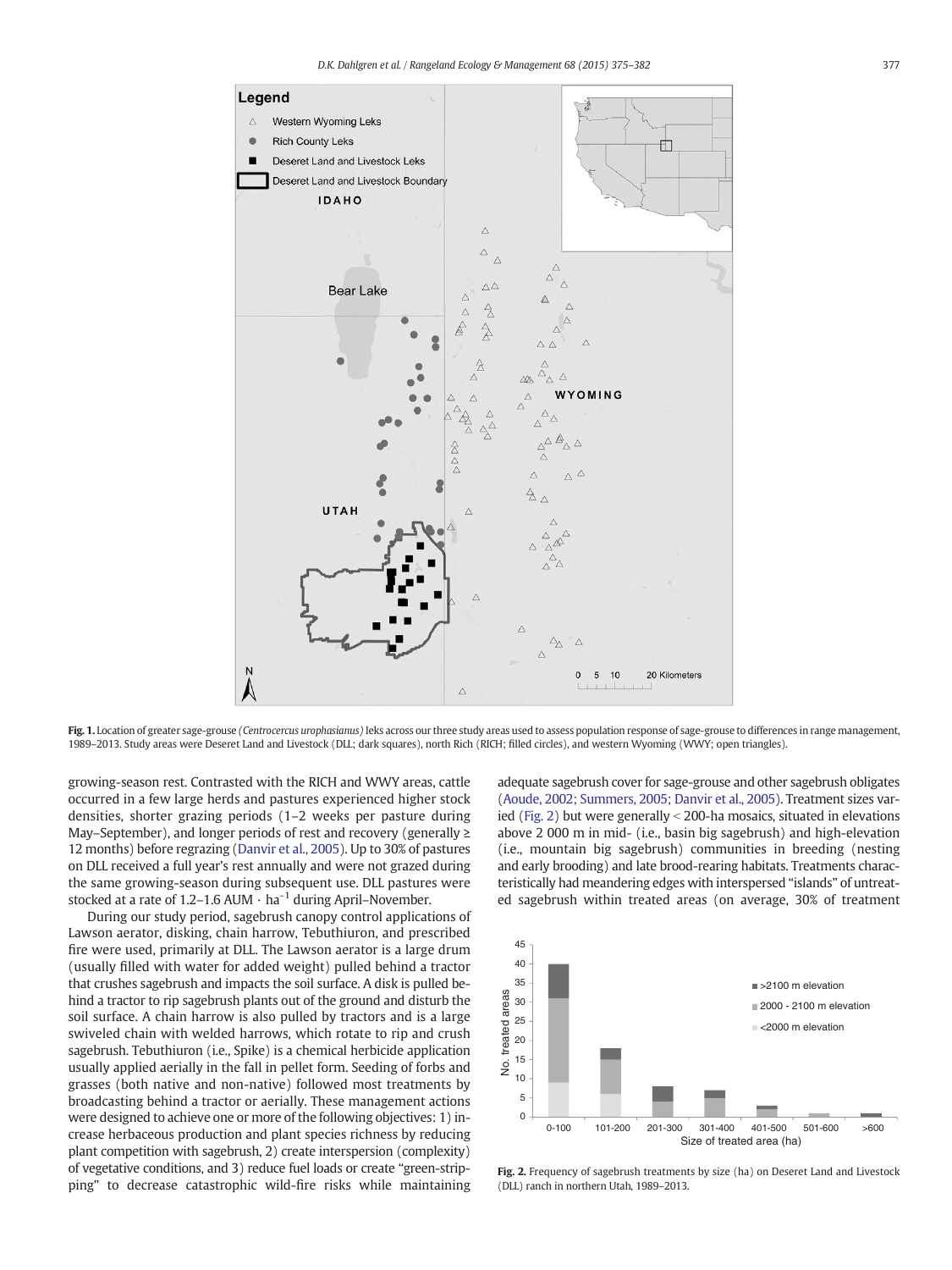Fig. 1. Location of greater sage-grouse *(Centrocercus urophasianus)* leks across our three study areas used to assess population response of sage-grouse to differences in range management, 1989–2013. Study areas were Deseret Land and Livestock (DLL; dark squares), north Rich (RICH; filled circles), and western Wyoming (WWY; open triangles).

growing-season rest. Contrasted with the RICH and WWY areas, cattle occurred in a few large herds and pastures experienced higher stock densities, shorter grazing periods (1–2 weeks per pasture during May–September), and longer periods of rest and recovery (generally ≥ 12 months) before regrazing (Danvir et al., 2005). Up to 30% of pastures on DLL received a full year's rest annually and were not grazed during the same growing-season during subsequent use. DLL pastures were stocked at a rate of 1.2–1.6 AUM · $ha^{-1}$ during April–November.

During our study period, sagebrush canopy control applications of Lawson aerator, disking, chain harrow, Tebuthiuron, and prescribed fire were used, primarily at DLL. The Lawson aerator is a large drum (usually filled with water for added weight) pulled behind a tractor that crushes sagebrush and impacts the soil surface. A disk is pulled behind a tractor to rip sagebrush plants out of the ground and disturb the soil surface. A chain harrow is also pulled by tractors and is a large swiveled chain with welded harrows, which rotate to rip and crush sagebrush. Tebuthiuron (i.e., Spike) is a chemical herbicide application usually applied aerially in the fall in pellet form. Seeding of forbs and grasses (both native and non-native) followed most treatments by broadcasting behind a tractor or aerially. These management actions were designed to achieve one or more of the following objectives: 1) increase herbaceous production and plant species richness by reducing plant competition with sagebrush, 2) create interspersion (complexity) of vegetative conditions, and 3) reduce fuel loads or create "green-stripping" to decrease catastrophic wild-fire risks while maintaining adequate sagebrush cover for sage-grouse and other sagebrush obligates (Aoude, 2002; Summers, 2005; Danvir et al., 2005). Treatment sizes varied (Fig. 2) but were generally < 200-ha mosaics, situated in elevations above 2 000 m in mid- (i.e., basin big sagebrush) and high-elevation (i.e., mountain big sagebrush) communities in breeding (nesting and early brooding) and late brood-rearing habitats. Treatments characteristically had meandering edges with interspersed "islands" of untreated sagebrush within treated areas (on average, 30% of treatment

Fig. 2. Frequency of sagebrush treatments by size (ha) on Deseret Land and Livestock (DLL) ranch in northern Utah, 1989–2013.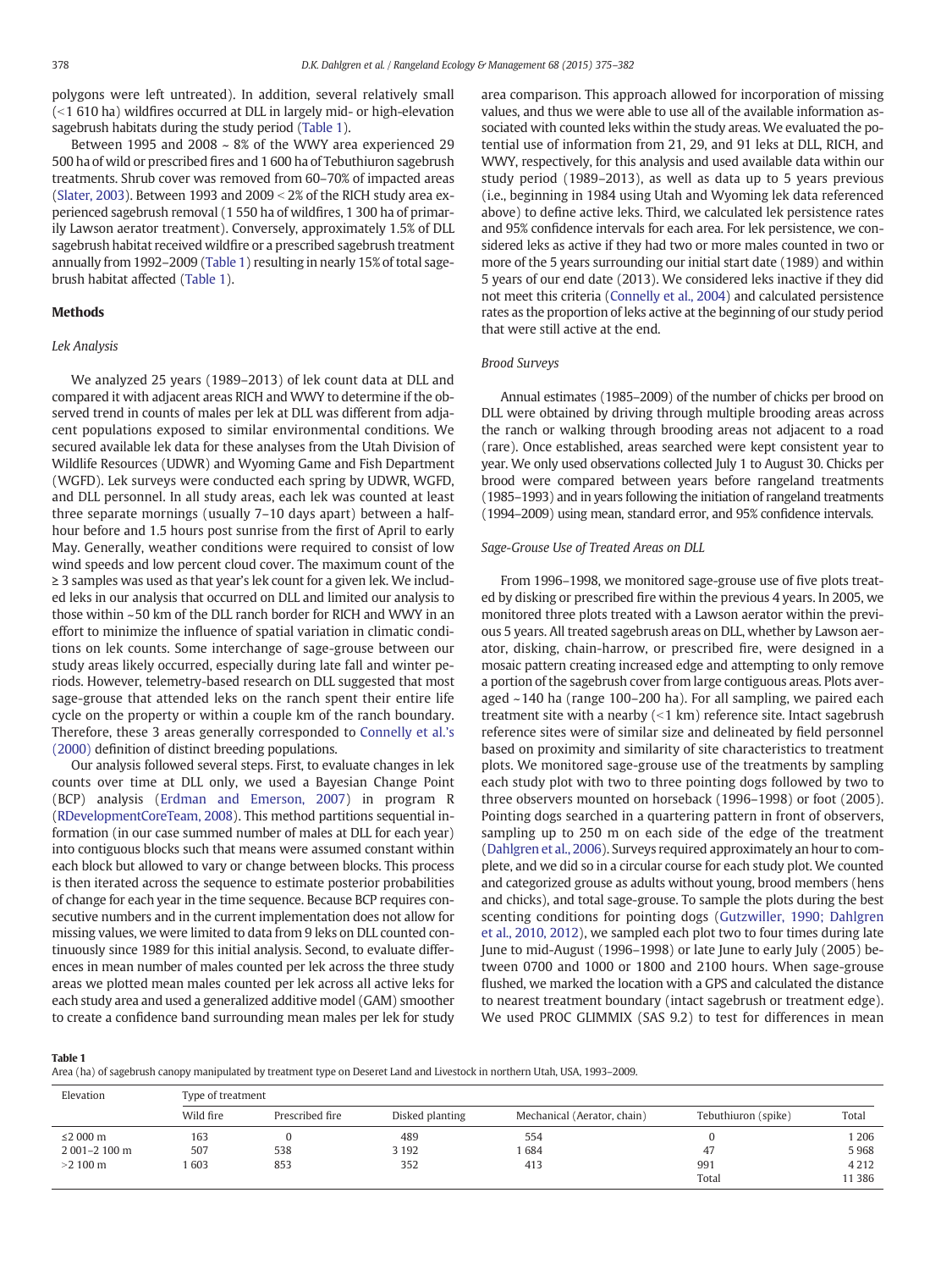polygons were left untreated). In addition, several relatively small (<1 610 ha) wildfires occurred at DLL in largely mid- or high-elevation sagebrush habitats during the study period (Table 1).

Between 1995 and 2008 ~ 8% of the WWY area experienced 29 500 ha of wild or prescribed fires and 1 600 ha of Tebuthiuron sagebrush treatments. Shrub cover was removed from 60–70% of impacted areas (Slater, 2003). Between 1993 and 2009 < 2% of the RICH study area experienced sagebrush removal (1 550 ha of wildfires, 1 300 ha of primarily Lawson aerator treatment). Conversely, approximately 1.5% of DLL sagebrush habitat received wildfire or a prescribed sagebrush treatment annually from 1992–2009 (Table 1) resulting in nearly 15% of total sagebrush habitat affected (Table 1).

## Methods

### Lek Analysis

We analyzed 25 years (1989–2013) of lek count data at DLL and compared it with adjacent areas RICH and WWY to determine if the observed trend in counts of males per lek at DLL was different from adjacent populations exposed to similar environmental conditions. We secured available lek data for these analyses from the Utah Division of Wildlife Resources (UDWR) and Wyoming Game and Fish Department (WGFD). Lek surveys were conducted each spring by UDWR, WGFD, and DLL personnel. In all study areas, each lek was counted at least three separate mornings (usually 7–10 days apart) between a half-hour before and 1.5 hours post sunrise from the first of April to early May. Generally, weather conditions were required to consist of low wind speeds and low percent cloud cover. The maximum count of the ≥ 3 samples was used as that year's lek count for a given lek. We included leks in our analysis that occurred on DLL and limited our analysis to those within ~50 km of the DLL ranch border for RICH and WWY in an effort to minimize the influence of spatial variation in climatic conditions on lek counts. Some interchange of sage-grouse between our study areas likely occurred, especially during late fall and winter periods. However, telemetry-based research on DLL suggested that most sage-grouse that attended leks on the ranch spent their entire life cycle on the property or within a couple km of the ranch boundary. Therefore, these 3 areas generally corresponded to Connelly et al.'s (2000) definition of distinct breeding populations.

Our analysis followed several steps. First, to evaluate changes in lek counts over time at DLL only, we used a Bayesian Change Point (BCP) analysis (Erdman and Emerson, 2007) in program R (RDevelopmentCoreTeam, 2008). This method partitions sequential information (in our case summed number of males at DLL for each year) into contiguous blocks such that means were assumed constant within each block but allowed to vary or change between blocks. This process is then iterated across the sequence to estimate posterior probabilities of change for each year in the time sequence. Because BCP requires consecutive numbers and in the current implementation does not allow for missing values, we were limited to data from 9 leks on DLL counted continuously since 1989 for this initial analysis. Second, to evaluate differences in mean number of males counted per lek across the three study areas we plotted mean males counted per lek across all active leks for each study area and used a generalized additive model (GAM) smoother to create a confidence band surrounding mean males per lek for study area comparison. This approach allowed for incorporation of missing values, and thus we were able to use all of the available information associated with counted leks within the study areas. We evaluated the potential use of information from 21, 29, and 91 leks at DLL, RICH, and WWY, respectively, for this analysis and used available data within our study period (1989–2013), as well as data up to 5 years previous (i.e., beginning in 1984 using Utah and Wyoming lek data referenced above) to define active leks. Third, we calculated lek persistence rates and 95% confidence intervals for each area. For lek persistence, we considered leks as active if they had two or more males counted in two or more of the 5 years surrounding our initial start date (1989) and within 5 years of our end date (2013). We considered leks inactive if they did not meet this criteria (Connelly et al., 2004) and calculated persistence rates as the proportion of leks active at the beginning of our study period that were still active at the end.

### Brood Surveys

Annual estimates (1985–2009) of the number of chicks per brood on DLL were obtained by driving through multiple brooding areas across the ranch or walking through brooding areas not adjacent to a road (rare). Once established, areas searched were kept consistent year to year. We only used observations collected July 1 to August 30. Chicks per brood were compared between years before rangeland treatments (1985–1993) and in years following the initiation of rangeland treatments (1994–2009) using mean, standard error, and 95% confidence intervals.

### Sage-Grouse Use of Treated Areas on DLL

From 1996–1998, we monitored sage-grouse use of five plots treated by disking or prescribed fire within the previous 4 years. In 2005, we monitored three plots treated with a Lawson aerator within the previous 5 years. All treated sagebrush areas on DLL, whether by Lawson aerator, disking, chain-harrow, or prescribed fire, were designed in a mosaic pattern creating increased edge and attempting to only remove a portion of the sagebrush cover from large contiguous areas. Plots averaged ~140 ha (range 100–200 ha). For all sampling, we paired each treatment site with a nearby (<1 km) reference site. Intact sagebrush reference sites were of similar size and delineated by field personnel based on proximity and similarity of site characteristics to treatment plots. We monitored sage-grouse use of the treatments by sampling each study plot with two to three pointing dogs followed by two to three observers mounted on horseback (1996–1998) or foot (2005). Pointing dogs searched in a quartering pattern in front of observers, sampling up to 250 m on each side of the edge of the treatment (Dahlgren et al., 2006). Surveys required approximately an hour to complete, and we did so in a circular course for each study plot. We counted and categorized grouse as adults without young, brood members (hens and chicks), and total sage-grouse. To sample the plots during the best scenting conditions for pointing dogs (Gutzwiller, 1990; Dahlgren et al., 2010, 2012), we sampled each plot two to four times during late June to mid-August (1996–1998) or late June to early July (2005) between 0700 and 1000 or 1800 and 2100 hours. When sage-grouse flushed, we marked the location with a GPS and calculated the distance to nearest treatment boundary (intact sagebrush or treatment edge). We used PROC GLIMMIX (SAS 9.2) to test for differences in mean

**Table 1**
Area (ha) of sagebrush canopy manipulated by treatment type on Deseret Land and Livestock in northern Utah, USA, 1993–2009.

| Elevation | Type of treatment | | | | | |
|---|---|---|---|---|---|---|
| | Wild fire | Prescribed fire | Disked planting | Mechanical (Aerator, chain) | Tebuthiuron (spike) | Total |
| ≤2 000 m | 163 | 0 | 489 | 554 | 0 | 1 206 |
| 2 001–2 100 m | 507 | 538 | 3 192 | 1 684 | 47 | 5 968 |
| >2 100 m | 1 603 | 853 | 352 | 413 | 991 | 4 212 |
| | | | | | Total | 11 386 |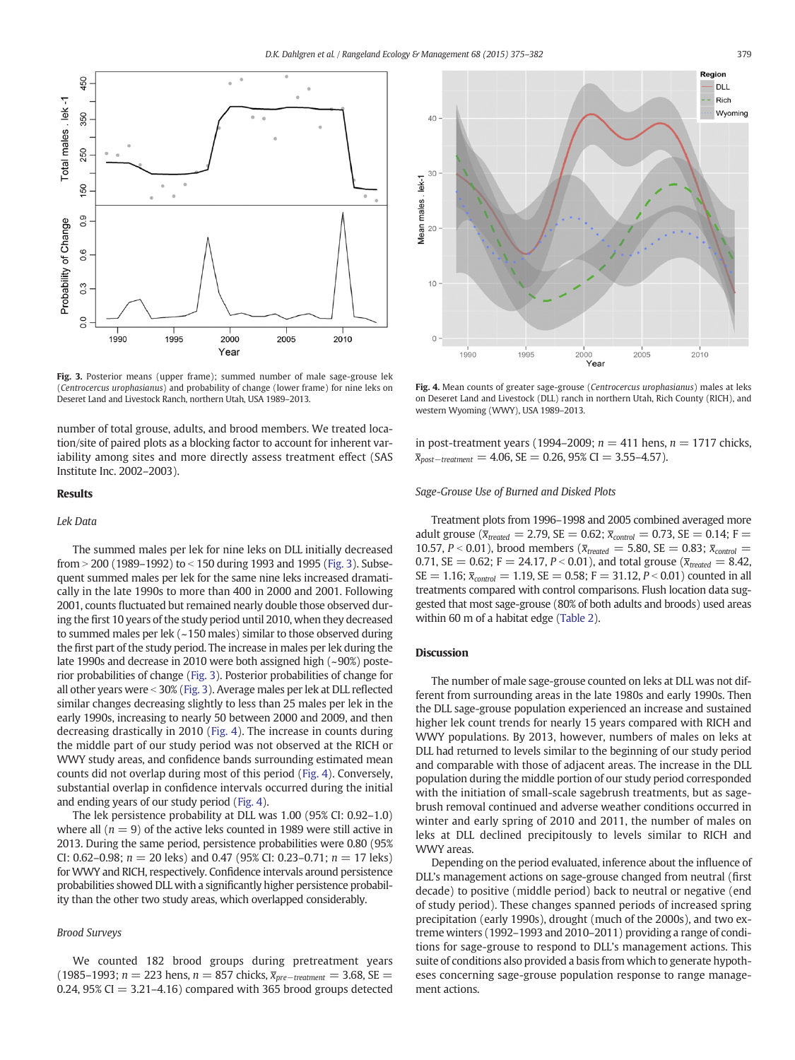Fig. 3. Posterior means (upper frame); summed number of male sage-grouse lek (*Centrocercus urophasianus*) and probability of change (lower frame) for nine leks on Deseret Land and Livestock Ranch, northern Utah, USA 1989–2013.

Fig. 4. Mean counts of greater sage-grouse (*Centrocercus urophasianus*) males at leks on Deseret Land and Livestock (DLL) ranch in northern Utah, Rich County (RICH), and western Wyoming (WWY), USA 1989–2013.

number of total grouse, adults, and brood members. We treated location/site of paired plots as a blocking factor to account for inherent variability among sites and more directly assess treatment effect (SAS Institute Inc. 2002–2003).

## Results

### Lek Data

The summed males per lek for nine leks on DLL initially decreased from > 200 (1989–1992) to < 150 during 1993 and 1995 (Fig. 3). Subsequent summed males per lek for the same nine leks increased dramatically in the late 1990s to more than 400 in 2000 and 2001. Following 2001, counts fluctuated but remained nearly double those observed during the first 10 years of the study period until 2010, when they decreased to summed males per lek (~150 males) similar to those observed during the first part of the study period. The increase in males per lek during the late 1990s and decrease in 2010 were both assigned high (~90%) posterior probabilities of change (Fig. 3). Posterior probabilities of change for all other years were < 30% (Fig. 3). Average males per lek at DLL reflected similar changes decreasing slightly to less than 25 males per lek in the early 1990s, increasing to nearly 50 between 2000 and 2009, and then decreasing drastically in 2010 (Fig. 4). The increase in counts during the middle part of our study period was not observed at the RICH or WWY study areas, and confidence bands surrounding estimated mean counts did not overlap during most of this period (Fig. 4). Conversely, substantial overlap in confidence intervals occurred during the initial and ending years of our study period (Fig. 4).

The lek persistence probability at DLL was 1.00 (95% CI: 0.92–1.0) where all ($n = 9$) of the active leks counted in 1989 were still active in 2013. During the same period, persistence probabilities were 0.80 (95% CI: 0.62–0.98; $n = 20$ leks) and 0.47 (95% CI: 0.23–0.71; $n = 17$ leks) for WWY and RICH, respectively. Confidence intervals around persistence probabilities showed DLL with a significantly higher persistence probability than the other two study areas, which overlapped considerably.

### Brood Surveys

We counted 182 brood groups during pretreatment years (1985–1993; $n = 223$ hens, $n = 857$ chicks, $\bar{x}_{pre-treatment} = 3.68$, SE = 0.24, 95% CI = 3.21–4.16) compared with 365 brood groups detected in post-treatment years (1994–2009; $n = 411$ hens, $n = 1717$ chicks, $\bar{x}_{post-treatment} = 4.06$, SE = 0.26, 95% CI = 3.55–4.57).

### Sage-Grouse Use of Burned and Disked Plots

Treatment plots from 1996–1998 and 2005 combined averaged more adult grouse ($\bar{x}_{treated} = 2.79$, SE = 0.62; $\bar{x}_{control} = 0.73$, SE = 0.14; F = 10.57, $P < 0.01$), brood members ($\bar{x}_{treated} = 5.80$, SE = 0.83; $\bar{x}_{control} = 0.71$, SE = 0.62; F = 24.17, $P < 0.01$), and total grouse ($\bar{x}_{treated} = 8.42$, SE = 1.16; $\bar{x}_{control} = 1.19$, SE = 0.58; F = 31.12, $P < 0.01$) counted in all treatments compared with control comparisons. Flush location data suggested that most sage-grouse (80% of both adults and broods) used areas within 60 m of a habitat edge (Table 2).

## Discussion

The number of male sage-grouse counted on leks at DLL was not different from surrounding areas in the late 1980s and early 1990s. Then the DLL sage-grouse population experienced an increase and sustained higher lek count trends for nearly 15 years compared with RICH and WWY populations. By 2013, however, numbers of males on leks at DLL had returned to levels similar to the beginning of our study period and comparable with those of adjacent areas. The increase in the DLL population during the middle portion of our study period corresponded with the initiation of small-scale sagebrush treatments, but as sagebrush removal continued and adverse weather conditions occurred in winter and early spring of 2010 and 2011, the number of males on leks at DLL declined precipitously to levels similar to RICH and WWY areas.

Depending on the period evaluated, inference about the influence of DLL's management actions on sage-grouse changed from neutral (first decade) to positive (middle period) back to neutral or negative (end of study period). These changes spanned periods of increased spring precipitation (early 1990s), drought (much of the 2000s), and two extreme winters (1992–1993 and 2010–2011) providing a range of conditions for sage-grouse to respond to DLL's management actions. This suite of conditions also provided a basis from which to generate hypotheses concerning sage-grouse population response to range management actions.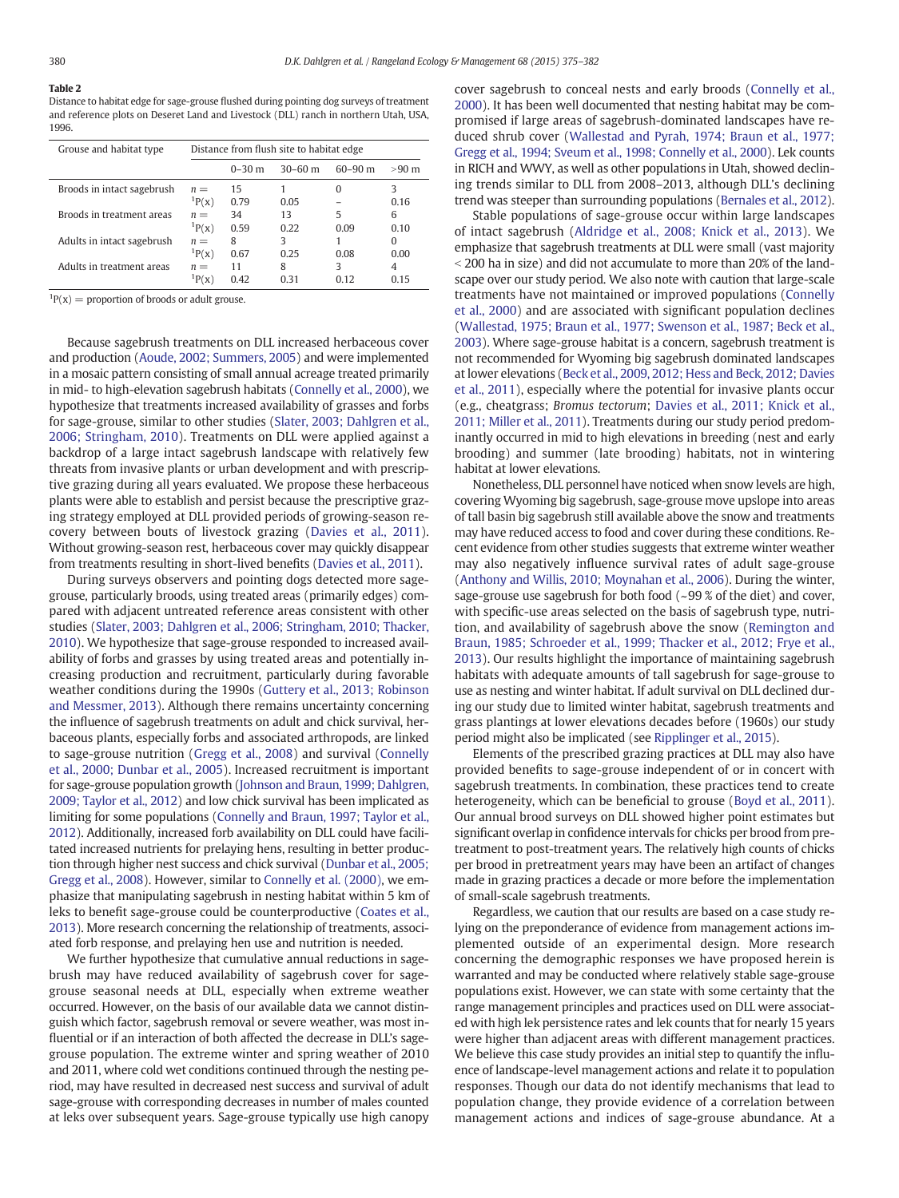**Table 2**
Distance to habitat edge for sage-grouse flushed during pointing dog surveys of treatment and reference plots on Deseret Land and Livestock (DLL) ranch in northern Utah, USA, 1996.

| Grouse and habitat type | Distance from flush site to habitat edge | | | | |
|---|---|---|---|---|---|
| | | 0–30 m | 30–60 m | 60–90 m | >90 m |
| Broods in intact sagebrush | n = | 15 | 1 | 0 | 3 |
| | [1]P(x) | 0.79 | 0.05 | – | 0.16 |
| Broods in treatment areas | n = | 34 | 13 | 5 | 6 |
| | [1]P(x) | 0.59 | 0.22 | 0.09 | 0.10 |
| Adults in intact sagebrush | n = | 8 | 3 | 1 | 0 |
| | [1]P(x) | 0.67 | 0.25 | 0.08 | 0.00 |
| Adults in treatment areas | n = | 11 | 8 | 3 | 4 |
| | [1]P(x) | 0.42 | 0.31 | 0.12 | 0.15 |

[1]P(x) = proportion of broods or adult grouse.

Because sagebrush treatments on DLL increased herbaceous cover and production (Aoude, 2002; Summers, 2005) and were implemented in a mosaic pattern consisting of small annual acreage treated primarily in mid- to high-elevation sagebrush habitats (Connelly et al., 2000), we hypothesize that treatments increased availability of grasses and forbs for sage-grouse, similar to other studies (Slater, 2003; Dahlgren et al., 2006; Stringham, 2010). Treatments on DLL were applied against a backdrop of a large intact sagebrush landscape with relatively few threats from invasive plants or urban development and with prescriptive grazing during all years evaluated. We propose these herbaceous plants were able to establish and persist because the prescriptive grazing strategy employed at DLL provided periods of growing-season recovery between bouts of livestock grazing (Davies et al., 2011). Without growing-season rest, herbaceous cover may quickly disappear from treatments resulting in short-lived benefits (Davies et al., 2011).

During surveys observers and pointing dogs detected more sage-grouse, particularly broods, using treated areas (primarily edges) compared with adjacent untreated reference areas consistent with other studies (Slater, 2003; Dahlgren et al., 2006; Stringham, 2010; Thacker, 2010). We hypothesize that sage-grouse responded to increased availability of forbs and grasses by using treated areas and potentially increasing production and recruitment, particularly during favorable weather conditions during the 1990s (Guttery et al., 2013; Robinson and Messmer, 2013). Although there remains uncertainty concerning the influence of sagebrush treatments on adult and chick survival, herbaceous plants, especially forbs and associated arthropods, are linked to sage-grouse nutrition (Gregg et al., 2008) and survival (Connelly et al., 2000; Dunbar et al., 2005). Increased recruitment is important for sage-grouse population growth (Johnson and Braun, 1999; Dahlgren, 2009; Taylor et al., 2012) and low chick survival has been implicated as limiting for some populations (Connelly and Braun, 1997; Taylor et al., 2012). Additionally, increased forb availability on DLL could have facilitated increased nutrients for prelaying hens, resulting in better production through higher nest success and chick survival (Dunbar et al., 2005; Gregg et al., 2008). However, similar to Connelly et al. (2000), we emphasize that manipulating sagebrush in nesting habitat within 5 km of leks to benefit sage-grouse could be counterproductive (Coates et al., 2013). More research concerning the relationship of treatments, associated forb response, and prelaying hen use and nutrition is needed.

We further hypothesize that cumulative annual reductions in sagebrush may have reduced availability of sagebrush cover for sage-grouse seasonal needs at DLL, especially when extreme weather occurred. However, on the basis of our available data we cannot distinguish which factor, sagebrush removal or severe weather, was most influential or if an interaction of both affected the decrease in DLL's sage-grouse population. The extreme winter and spring weather of 2010 and 2011, where cold wet conditions continued through the nesting period, may have resulted in decreased nest success and survival of adult sage-grouse with corresponding decreases in number of males counted at leks over subsequent years. Sage-grouse typically use high canopy cover sagebrush to conceal nests and early broods (Connelly et al., 2000). It has been well documented that nesting habitat may be compromised if large areas of sagebrush-dominated landscapes have reduced shrub cover (Wallestad and Pyrah, 1974; Braun et al., 1977; Gregg et al., 1994; Sveum et al., 1998; Connelly et al., 2000). Lek counts in RICH and WWY, as well as other populations in Utah, showed declining trends similar to DLL from 2008–2013, although DLL's declining trend was steeper than surrounding populations (Bernales et al., 2012).

Stable populations of sage-grouse occur within large landscapes of intact sagebrush (Aldridge et al., 2008; Knick et al., 2013). We emphasize that sagebrush treatments at DLL were small (vast majority < 200 ha in size) and did not accumulate to more than 20% of the landscape over our study period. We also note with caution that large-scale treatments have not maintained or improved populations (Connelly et al., 2000) and are associated with significant population declines (Wallestad, 1975; Braun et al., 1977; Swenson et al., 1987; Beck et al., 2003). Where sage-grouse habitat is a concern, sagebrush treatment is not recommended for Wyoming big sagebrush dominated landscapes at lower elevations (Beck et al., 2009, 2012; Hess and Beck, 2012; Davies et al., 2011), especially where the potential for invasive plants occur (e.g., cheatgrass; *Bromus tectorum*; Davies et al., 2011; Knick et al., 2011; Miller et al., 2011). Treatments during our study period predominantly occurred in mid to high elevations in breeding (nest and early brooding) and summer (late brooding) habitats, not in wintering habitat at lower elevations.

Nonetheless, DLL personnel have noticed when snow levels are high, covering Wyoming big sagebrush, sage-grouse move upslope into areas of tall basin big sagebrush still available above the snow and treatments may have reduced access to food and cover during these conditions. Recent evidence from other studies suggests that extreme winter weather may also negatively influence survival rates of adult sage-grouse (Anthony and Willis, 2010; Moynahan et al., 2006). During the winter, sage-grouse use sagebrush for both food (~99 % of the diet) and cover, with specific-use areas selected on the basis of sagebrush type, nutrition, and availability of sagebrush above the snow (Remington and Braun, 1985; Schroeder et al., 1999; Thacker et al., 2012; Frye et al., 2013). Our results highlight the importance of maintaining sagebrush habitats with adequate amounts of tall sagebrush for sage-grouse to use as nesting and winter habitat. If adult survival on DLL declined during our study due to limited winter habitat, sagebrush treatments and grass plantings at lower elevations decades before (1960s) our study period might also be implicated (see Ripplinger et al., 2015).

Elements of the prescribed grazing practices at DLL may also have provided benefits to sage-grouse independent of or in concert with sagebrush treatments. In combination, these practices tend to create heterogeneity, which can be beneficial to grouse (Boyd et al., 2011). Our annual brood surveys on DLL showed higher point estimates but significant overlap in confidence intervals for chicks per brood from pretreatment to post-treatment years. The relatively high counts of chicks per brood in pretreatment years may have been an artifact of changes made in grazing practices a decade or more before the implementation of small-scale sagebrush treatments.

Regardless, we caution that our results are based on a case study relying on the preponderance of evidence from management actions implemented outside of an experimental design. More research concerning the demographic responses we have proposed herein is warranted and may be conducted where relatively stable sage-grouse populations exist. However, we can state with some certainty that the range management principles and practices used on DLL were associated with high lek persistence rates and lek counts that for nearly 15 years were higher than adjacent areas with different management practices. We believe this case study provides an initial step to quantify the influence of landscape-level management actions and relate it to population responses. Though our data do not identify mechanisms that lead to population change, they provide evidence of a correlation between management actions and indices of sage-grouse abundance. At a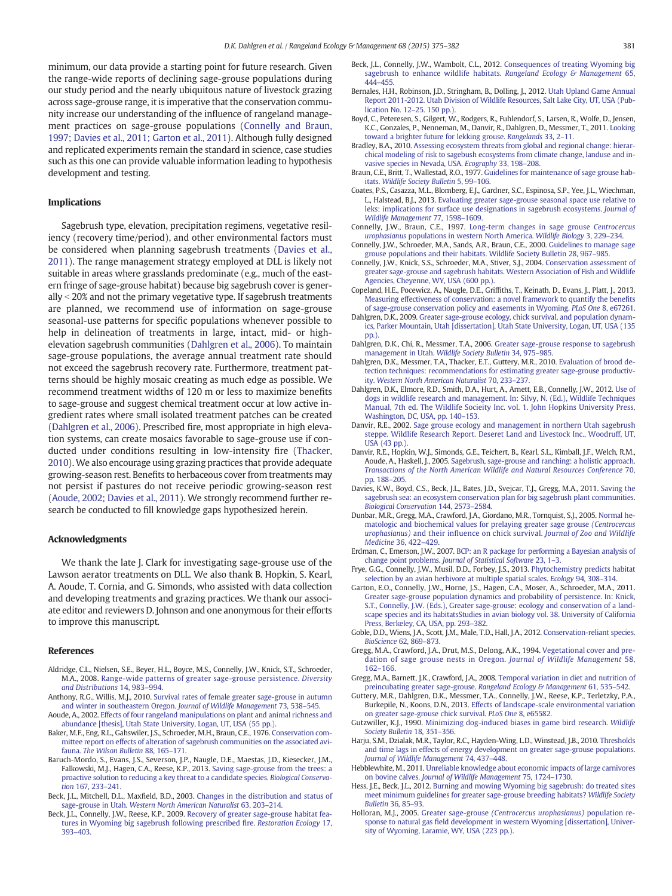minimum, our data provide a starting point for future research. Given the range-wide reports of declining sage-grouse populations during our study period and the nearly ubiquitous nature of livestock grazing across sage-grouse range, it is imperative that the conservation community increase our understanding of the influence of rangeland management practices on sage-grouse populations (Connelly and Braun, 1997; Davies et al., 2011; Garton et al., 2011). Although fully designed and replicated experiments remain the standard in science, case studies such as this one can provide valuable information leading to hypothesis development and testing.

## Implications

Sagebrush type, elevation, precipitation regimens, vegetative resiliency (recovery time/period), and other environmental factors must be considered when planning sagebrush treatments (Davies et al., 2011). The range management strategy employed at DLL is likely not suitable in areas where grasslands predominate (e.g., much of the eastern fringe of sage-grouse habitat) because big sagebrush cover is generally < 20% and not the primary vegetative type. If sagebrush treatments are planned, we recommend use of information on sage-grouse seasonal-use patterns for specific populations whenever possible to help in delineation of treatments in large, intact, mid- or high-elevation sagebrush communities (Dahlgren et al., 2006). To maintain sage-grouse populations, the average annual treatment rate should not exceed the sagebrush recovery rate. Furthermore, treatment patterns should be highly mosaic creating as much edge as possible. We recommend treatment widths of 120 m or less to maximize benefits to sage-grouse and suggest chemical treatment occur at low active ingredient rates where small isolated treatment patches can be created (Dahlgren et al., 2006). Prescribed fire, most appropriate in high elevation systems, can create mosaics favorable to sage-grouse use if conducted under conditions resulting in low-intensity fire (Thacker, 2010). We also encourage using grazing practices that provide adequate growing-season rest. Benefits to herbaceous cover from treatments may not persist if pastures do not receive periodic growing-season rest (Aoude, 2002; Davies et al., 2011). We strongly recommend further research be conducted to fill knowledge gaps hypothesized herein.

## Acknowledgments

We thank the late J. Clark for investigating sage-grouse use of the Lawson aerator treatments on DLL. We also thank B. Hopkin, S. Kearl, A. Aoude, T. Cornia, and G. Simonds, who assisted with data collection and developing treatments and grazing practices. We thank our associate editor and reviewers D. Johnson and one anonymous for their efforts to improve this manuscript.

## References

Aldridge, C.L., Nielsen, S.E., Beyer, H.L., Boyce, M.S., Connelly, J.W., Knick, S.T., Schroeder, M.A., 2008. Range-wide patterns of greater sage-grouse persistence. *Diversity and Distributions* 14, 983–994.

Anthony, R.G., Willis, M.J., 2010. Survival rates of female greater sage-grouse in autumn and winter in southeastern Oregon. *Journal of Wildlife Management* 73, 538–545.

Aoude, A., 2002. Effects of four rangeland manipulations on plant and animal richness and abundance [thesis], Utah State University, Logan, UT, USA (55 pp.).

Baker, M.F., Eng, R.L., Gashwiler, J.S., Schroeder, M.H., Braun, C.E., 1976. Conservation committee report on effects of alteration of sagebrush communities on the associated avifauna. *The Wilson Bulletin* 88, 165–171.

Baruch-Mordo, S., Evans, J.S., Severson, J.P., Naugle, D.E., Maestas, J.D., Kiesecker, J.M., Falkowski, M.J., Hagen, C.A., Reese, K.P., 2013. Saving sage-grouse from the trees: a proactive solution to reducing a key threat to a candidate species. *Biological Conservation* 167, 233–241.

Beck, J.L., Mitchell, D.L., Maxfield, B.D., 2003. Changes in the distribution and status of sage-grouse in Utah. *Western North American Naturalist* 63, 203–214.

Beck, J.L., Connelly, J.W., Reese, K.P., 2009. Recovery of greater sage-grouse habitat features in Wyoming big sagebrush following prescribed fire. *Restoration Ecology* 17, 393–403.

Beck, J.L., Connelly, J.W., Wambolt, C.L., 2012. Consequences of treating Wyoming big sagebrush to enhance wildlife habitats. *Rangeland Ecology & Management* 65, 444–455.

Bernales, H.H., Robinson, J.D., Stringham, B., Dolling, J., 2012. Utah Upland Game Annual Report 2011-2012. Utah Division of Wildlife Resources, Salt Lake City, UT, USA (Publication No. 12–25. 150 pp.).

Boyd, C., Petersen, S., Gilgert, W., Rodgers, R., Fuhlendorf, S., Larsen, R., Wolfe, D., Jensen, K.C., Gonzales, P., Nenneman, M., Danvir, R., Dahlgren, D., Messmer, T., 2011. Looking toward a brighter future for lekking grouse. *Rangelands* 33, 2–11.

Bradley, B.A., 2010. Assessing ecosystem threats from global and regional change: hierarchical modeling of risk to sagebush ecosystems from climate change, landuse and invasive species in Nevada, USA. *Ecography* 33, 198–208.

Braun, C.E., Britt, T., Wallestad, R.O., 1977. Guidelines for maintenance of sage grouse habitats. *Wildlife Society Bulletin* 5, 99–106.

Coates, P.S., Casazza, M.L., Blomberg, E.J., Gardner, S.C., Espinosa, S.P., Yee, J.L., Wiechman, L., Halstead, B.J., 2013. Evaluating greater sage-grouse seasonal space use relative to leks: implications for surface use designations in sagebrush ecosystems. *Journal of Wildlife Management* 77, 1598–1609.

Connelly, J.W., Braun, C.E., 1997. Long-term changes in sage grouse *Centrocercus urophasianus* populations in western North America. *Wildlife Biology* 3, 229–234.

Connelly, J.W., Schroeder, M.A., Sands, A.R., Braun, C.E., 2000. Guidelines to manage sage grouse populations and their habitats. Wildlife Society Bulletin 28, 967–985.

Connelly, J.W., Knick, S.S., Schroeder, M.A., Stiver, S.J., 2004. Conservation assessment of greater sage-grouse and sagebrush habitats. Western Association of Fish and Wildlife Agencies, Cheyenne, WY, USA (600 pp.).

Copeland, H.E., Pocewicz, A., Naugle, D.E., Griffiths, T., Keinath, D., Evans, J., Platt, J., 2013. Measuring effectiveness of conservation: a novel framework to quantify the benefits of sage-grouse conservation policy and easements in Wyoming. *PLoS One* 8, e67261.

Dahlgren, D.K., 2009. Greater sage-grouse ecology, chick survival, and population dynamics, Parker Mountain, Utah [dissertation], Utah State University, Logan, UT, USA (135 pp.).

Dahlgren, D.K., Chi, R., Messmer, T.A., 2006. Greater sage-grouse response to sagebrush management in Utah. *Wildlife Society Bulletin* 34, 975–985.

Dahlgren, D.K., Messmer, T.A., Thacker, E.T., Guttery, M.R., 2010. Evaluation of brood detection techniques: recommendations for estimating greater sage-grouse productivity. *Western North American Naturalist* 70, 233–237.

Dahlgren, D.K., Elmore, R.D., Smith, D.A., Hurt, A., Arnett, E.B., Connelly, J.W., 2012. Use of dogs in wildlife research and management. In: Silvy, N. (Ed.), Wildlife Techniques Manual, 7th ed. The Wildlife Society Inc. vol. 1. John Hopkins University Press, Washington, DC, USA, pp. 140–153.

Danvir, R.E., 2002. Sage grouse ecology and management in northern Utah sagebrush steppe. Wildlife Research Report. Deseret Land and Livestock Inc., Woodruff, UT, USA (43 pp.).

Danvir, R.E., Hopkin, W.J., Simonds, G.E., Teichert, B., Kearl, S.L., Kimball, J.F., Welch, R.M., Aoude, A., Haskell, J., 2005. Sagebrush, sage-grouse and ranching: a holistic approach. *Transactions of the North American Wildlife and Natural Resources Conference* 70, pp. 188–205.

Davies, K.W., Boyd, C.S., Beck, J.L., Bates, J.D., Svejcar, T.J., Gregg, M.A., 2011. Saving the sagebrush sea: an ecosystem conservation plan for big sagebrush plant communities. *Biological Conservation* 144, 2573–2584.

Dunbar, M.R., Gregg, M.A., Crawford, J.A., Giordano, M.R., Tornquist, S.J., 2005. Normal hematologic and biochemical values for prelaying greater sage grouse *(Centrocercus urophasianus)* and their influence on chick survival. *Journal of Zoo and Wildlife Medicine* 36, 422–429.

Erdman, C., Emerson, J.W., 2007. BCP: an R package for performing a Bayesian analysis of change point problems. *Journal of Statistical Software* 23, 1–3.

Frye, G.G., Connelly, J.W., Musil, D.D., Forbey, J.S., 2013. Phytochemistry predicts habitat selection by an avian herbivore at multiple spatial scales. *Ecology* 94, 308–314.

Garton, E.O., Connelly, J.W., Horne, J.S., Hagen, C.A., Moser, A., Schroeder, M.A., 2011. Greater sage-grouse population dynamics and probability of persistence. In: Knick, S.T., Connelly, J.W. (Eds.), Greater sage-grouse: ecology and conservation of a landscape species and its habitatsStudies in avian biology vol. 38. University of California Press, Berkeley, CA, USA, pp. 293–382.

Goble, D.D., Wiens, J.A., Scott, J.M., Male, T.D., Hall, J.A., 2012. Conservation-reliant species. *BioScience* 62, 869–873.

Gregg, M.A., Crawford, J.A., Drut, M.S., Delong, A.K., 1994. Vegetational cover and predation of sage grouse nests in Oregon. *Journal of Wildlife Management* 58, 162–166.

Gregg, M.A., Barnett, J.K., Crawford, J.A., 2008. Temporal variation in diet and nutrition of preincubating greater sage-grouse. *Rangeland Ecology & Management* 61, 535–542.

Guttery, M.R., Dahlgren, D.K., Messmer, T.A., Connelly, J.W., Reese, K.P., Terletzky, P.A., Burkepile, N., Koons, D.N., 2013. Effects of landscape-scale environmental variation on greater sage-grouse chick survival. *PLoS One* 8, e65582.

Gutzwiller, K.J., 1990. Minimizing dog-induced biases in game bird research. *Wildlife Society Bulletin* 18, 351–356.

Harju, S.M., Dzialak, M.R., Taylor, R.C., Hayden-Wing, L.D., Winstead, J.B., 2010. Thresholds and time lags in effects of energy development on greater sage-grouse populations. *Journal of Wildlife Management* 74, 437–448.

Hebblewhite, M., 2011. Unreliable knowledge about economic impacts of large carnivores on bovine calves. *Journal of Wildlife Management* 75, 1724–1730.

Hess, J.E., Beck, J.L., 2012. Burning and mowing Wyoming big sagebrush: do treated sites meet minimum guidelines for greater sage-grouse breeding habitats? *Wildlife Society Bulletin* 36, 85–93.

Holloran, M.J., 2005. Greater sage-grouse *(Centrocercus urophasianus)* population response to natural gas field development in western Wyoming [dissertation], University of Wyoming, Laramie, WY, USA (223 pp.).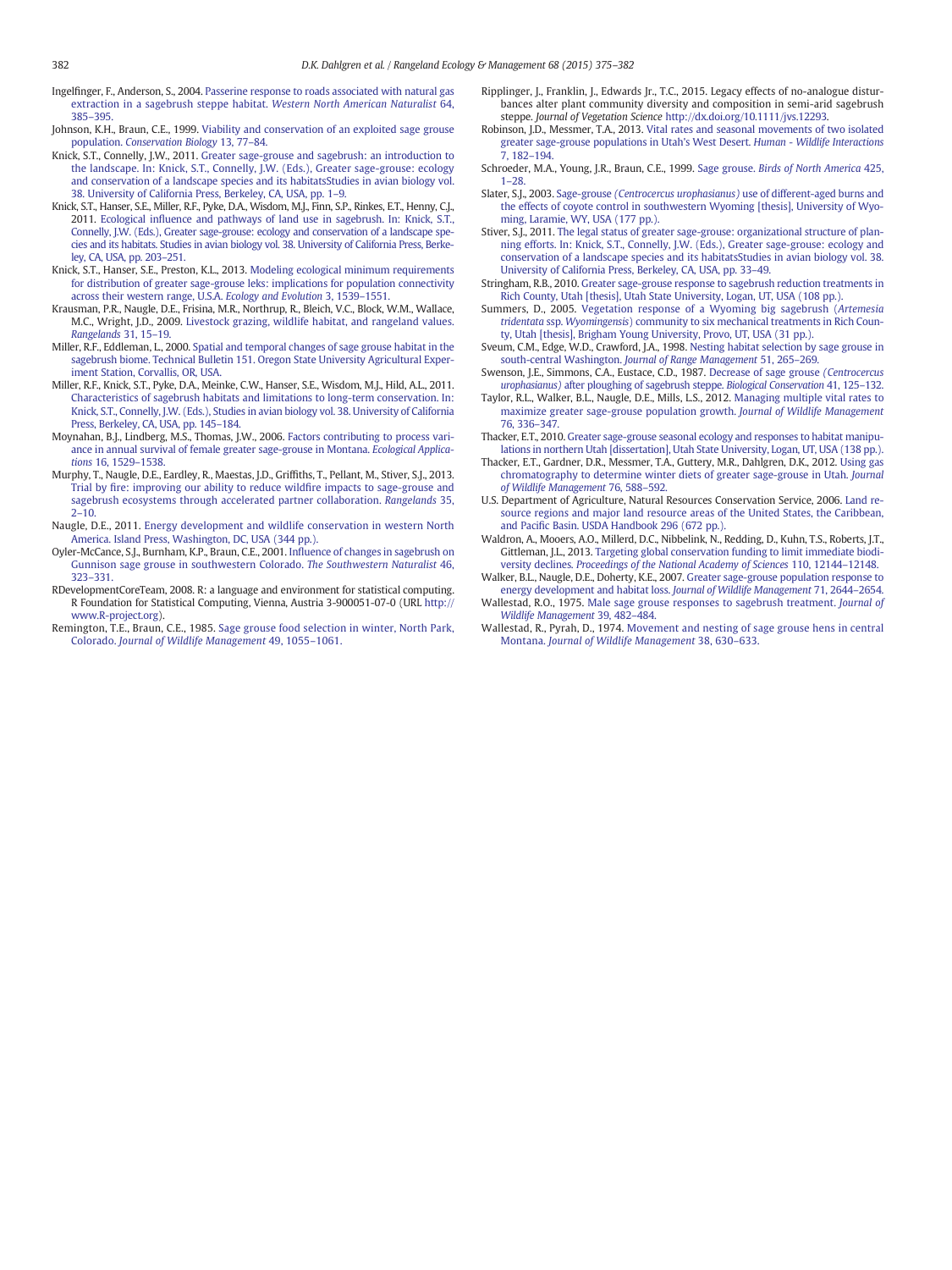Ingelfinger, F., Anderson, S., 2004. Passerine response to roads associated with natural gas extraction in a sagebrush steppe habitat. *Western North American Naturalist* 64, 385–395.

Johnson, K.H., Braun, C.E., 1999. Viability and conservation of an exploited sage grouse population. *Conservation Biology* 13, 77–84.

Knick, S.T., Connelly, J.W., 2011. Greater sage-grouse and sagebrush: an introduction to the landscape. In: Knick, S.T., Connelly, J.W. (Eds.), Greater sage-grouse: ecology and conservation of a landscape species and its habitatsStudies in avian biology vol. 38. University of California Press, Berkeley, CA, USA, pp. 1–9.

Knick, S.T., Hanser, S.E., Miller, R.F., Pyke, D.A., Wisdom, M.J., Finn, S.P., Rinkes, E.T., Henny, C.J., 2011. Ecological influence and pathways of land use in sagebrush. In: Knick, S.T., Connelly, J.W. (Eds.), Greater sage-grouse: ecology and conservation of a landscape species and its habitats. Studies in avian biology vol. 38. University of California Press, Berkeley, CA, USA, pp. 203–251.

Knick, S.T., Hanser, S.E., Preston, K.L., 2013. Modeling ecological minimum requirements for distribution of greater sage-grouse leks: implications for population connectivity across their western range, U.S.A. *Ecology and Evolution* 3, 1539–1551.

Krausman, P.R., Naugle, D.E., Frisina, M.R., Northrup, R., Bleich, V.C., Block, W.M., Wallace, M.C., Wright, J.D., 2009. Livestock grazing, wildlife habitat, and rangeland values. *Rangelands* 31, 15–19.

Miller, R.F., Eddleman, L., 2000. Spatial and temporal changes of sage grouse habitat in the sagebrush biome. Technical Bulletin 151. Oregon State University Agricultural Experiment Station, Corvallis, OR, USA.

Miller, R.F., Knick, S.T., Pyke, D.A., Meinke, C.W., Hanser, S.E., Wisdom, M.J., Hild, A.L., 2011. Characteristics of sagebrush habitats and limitations to long-term conservation. In: Knick, S.T., Connelly, J.W. (Eds.), Studies in avian biology vol. 38. University of California Press, Berkeley, CA, USA, pp. 145–184.

Moynahan, B.J., Lindberg, M.S., Thomas, J.W., 2006. Factors contributing to process variance in annual survival of female greater sage-grouse in Montana. *Ecological Applications* 16, 1529–1538.

Murphy, T., Naugle, D.E., Eardley, R., Maestas, J.D., Griffiths, T., Pellant, M., Stiver, S.J., 2013. Trial by fire: improving our ability to reduce wildfire impacts to sage-grouse and sagebrush ecosystems through accelerated partner collaboration. *Rangelands* 35, 2–10.

Naugle, D.E., 2011. Energy development and wildlife conservation in western North America. Island Press, Washington, DC, USA (344 pp.).

Oyler-McCance, S.J., Burnham, K.P., Braun, C.E., 2001. Influence of changes in sagebrush on Gunnison sage grouse in southwestern Colorado. *The Southwestern Naturalist* 46, 323–331.

RDevelopmentCoreTeam, 2008. R: a language and environment for statistical computing. R Foundation for Statistical Computing, Vienna, Austria 3-900051-07-0 (URL http://www.R-project.org).

Remington, T.E., Braun, C.E., 1985. Sage grouse food selection in winter, North Park, Colorado. *Journal of Wildlife Management* 49, 1055–1061.

Ripplinger, J., Franklin, J., Edwards Jr., T.C., 2015. Legacy effects of no-analogue disturbances alter plant community diversity and composition in semi-arid sagebrush steppe. *Journal of Vegetation Science* http://dx.doi.org/10.1111/jvs.12293.

Robinson, J.D., Messmer, T.A., 2013. Vital rates and seasonal movements of two isolated greater sage-grouse populations in Utah's West Desert. *Human - Wildlife Interactions* 7, 182–194.

Schroeder, M.A., Young, J.R., Braun, C.E., 1999. Sage grouse. *Birds of North America* 425, 1–28.

Slater, S.J., 2003. Sage-grouse *(Centrocercus urophasianus)* use of different-aged burns and the effects of coyote control in southwestern Wyoming [thesis], University of Wyoming, Laramie, WY, USA (177 pp.).

Stiver, S.J., 2011. The legal status of greater sage-grouse: organizational structure of planning efforts. In: Knick, S.T., Connelly, J.W. (Eds.), Greater sage-grouse: ecology and conservation of a landscape species and its habitatsStudies in avian biology vol. 38. University of California Press, Berkeley, CA, USA, pp. 33–49.

Stringham, R.B., 2010. Greater sage-grouse response to sagebrush reduction treatments in Rich County, Utah [thesis], Utah State University, Logan, UT, USA (108 pp.).

Summers, D., 2005. Vegetation response of a Wyoming big sagebrush (*Artemesia tridentata* ssp. *Wyomingensis*) community to six mechanical treatments in Rich County, Utah [thesis], Brigham Young University, Provo, UT, USA (31 pp.).

Sveum, C.M., Edge, W.D., Crawford, J.A., 1998. Nesting habitat selection by sage grouse in south-central Washington. *Journal of Range Management* 51, 265–269.

Swenson, J.E., Simmons, C.A., Eustace, C.D., 1987. Decrease of sage grouse *(Centrocercus urophasianus)* after ploughing of sagebrush steppe. *Biological Conservation* 41, 125–132.

Taylor, R.L., Walker, B.L., Naugle, D.E., Mills, L.S., 2012. Managing multiple vital rates to maximize greater sage-grouse population growth. *Journal of Wildlife Management* 76, 336–347.

Thacker, E.T., 2010. Greater sage-grouse seasonal ecology and responses to habitat manipulations in northern Utah [dissertation], Utah State University, Logan, UT, USA (138 pp.).

Thacker, E.T., Gardner, D.R., Messmer, T.A., Guttery, M.R., Dahlgren, D.K., 2012. Using gas chromatography to determine winter diets of greater sage-grouse in Utah. *Journal of Wildlife Management* 76, 588–592.

U.S. Department of Agriculture, Natural Resources Conservation Service, 2006. Land resource regions and major land resource areas of the United States, the Caribbean, and Pacific Basin. USDA Handbook 296 (672 pp.).

Waldron, A., Mooers, A.O., Millerd, D.C., Nibbelink, N., Redding, D., Kuhn, T.S., Roberts, J.T., Gittleman, J.L., 2013. Targeting global conservation funding to limit immediate biodiversity declines. *Proceedings of the National Academy of Sciences* 110, 12144–12148.

Walker, B.L., Naugle, D.E., Doherty, K.E., 2007. Greater sage-grouse population response to energy development and habitat loss. *Journal of Wildlife Management* 71, 2644–2654.

Wallestad, R.O., 1975. Male sage grouse responses to sagebrush treatment. *Journal of Wildlife Management* 39, 482–484.

Wallestad, R., Pyrah, D., 1974. Movement and nesting of sage grouse hens in central Montana. *Journal of Wildlife Management* 38, 630–633.